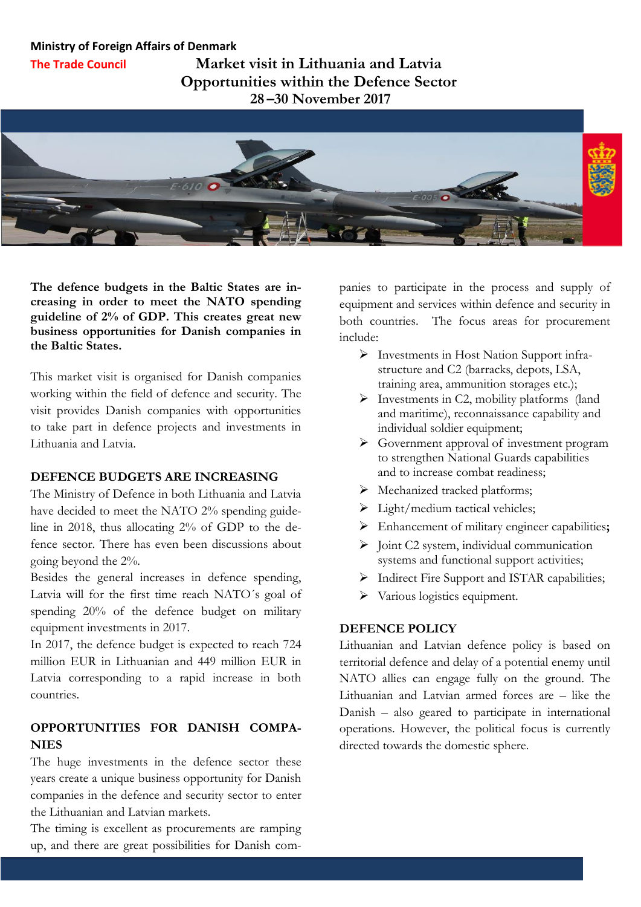**Ministry of Foreign Affairs of Denmark**

**The Trade Council**

# Market visit in Lithuania and Latvia
# Opportunities within the Defence Sector
## 28 –30 November 2017

**The defence budgets in the Baltic States are increasing in order to meet the NATO spending guideline of 2% of GDP. This creates great new business opportunities for Danish companies in the Baltic States.**

This market visit is organised for Danish companies working within the field of defence and security. The visit provides Danish companies with opportunities to take part in defence projects and investments in Lithuania and Latvia.

## DEFENCE BUDGETS ARE INCREASING

The Ministry of Defence in both Lithuania and Latvia have decided to meet the NATO 2% spending guideline in 2018, thus allocating 2% of GDP to the defence sector. There has even been discussions about going beyond the 2%.

Besides the general increases in defence spending, Latvia will for the first time reach NATO´s goal of spending 20% of the defence budget on military equipment investments in 2017.

In 2017, the defence budget is expected to reach 724 million EUR in Lithuanian and 449 million EUR in Latvia corresponding to a rapid increase in both countries.

## OPPORTUNITIES FOR DANISH COMPANIES

The huge investments in the defence sector these years create a unique business opportunity for Danish companies in the defence and security sector to enter the Lithuanian and Latvian markets.

The timing is excellent as procurements are ramping up, and there are great possibilities for Danish companies to participate in the process and supply of equipment and services within defence and security in both countries. The focus areas for procurement include:

- Investments in Host Nation Support infrastructure and C2 (barracks, depots, LSA, training area, ammunition storages etc.);
- Investments in C2, mobility platforms (land and maritime), reconnaissance capability and individual soldier equipment;
- Government approval of investment program to strengthen National Guards capabilities and to increase combat readiness;
- Mechanized tracked platforms;
- Light/medium tactical vehicles;
- Enhancement of military engineer capabilities;
- Joint C2 system, individual communication systems and functional support activities;
- Indirect Fire Support and ISTAR capabilities;
- Various logistics equipment.

## DEFENCE POLICY

Lithuanian and Latvian defence policy is based on territorial defence and delay of a potential enemy until NATO allies can engage fully on the ground. The Lithuanian and Latvian armed forces are – like the Danish – also geared to participate in international operations. However, the political focus is currently directed towards the domestic sphere.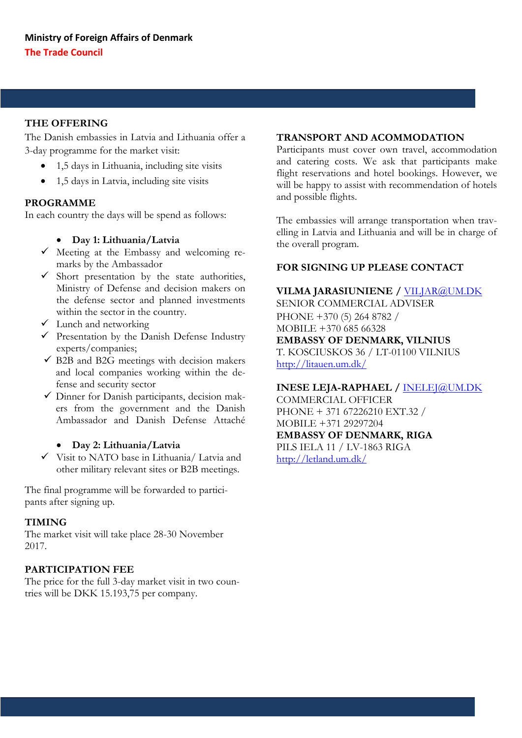**Ministry of Foreign Affairs of Denmark**
**The Trade Council**

## THE OFFERING

The Danish embassies in Latvia and Lithuania offer a 3-day programme for the market visit:

- 1,5 days in Lithuania, including site visits
- 1,5 days in Latvia, including site visits

## PROGRAMME

In each country the days will be spend as follows:

- **Day 1: Lithuania/Latvia**

✓ Meeting at the Embassy and welcoming remarks by the Ambassador
✓ Short presentation by the state authorities, Ministry of Defense and decision makers on the defense sector and planned investments within the sector in the country.
✓ Lunch and networking
✓ Presentation by the Danish Defense Industry experts/companies;
✓ B2B and B2G meetings with decision makers and local companies working within the defense and security sector
✓ Dinner for Danish participants, decision makers from the government and the Danish Ambassador and Danish Defense Attaché

- **Day 2: Lithuania/Latvia**

✓ Visit to NATO base in Lithuania/ Latvia and other military relevant sites or B2B meetings.

The final programme will be forwarded to participants after signing up.

## TIMING

The market visit will take place 28-30 November 2017.

## PARTICIPATION FEE

The price for the full 3-day market visit in two countries will be DKK 15.193,75 per company.

## TRANSPORT AND ACOMMODATION

Participants must cover own travel, accommodation and catering costs. We ask that participants make flight reservations and hotel bookings. However, we will be happy to assist with recommendation of hotels and possible flights.

The embassies will arrange transportation when travelling in Latvia and Lithuania and will be in charge of the overall program.

## FOR SIGNING UP PLEASE CONTACT

**VILMA JARASIUNIENE /** VILJAR@UM.DK
SENIOR COMMERCIAL ADVISER
PHONE +370 (5) 264 8782 /
MOBILE +370 685 66328
**EMBASSY OF DENMARK, VILNIUS**
T. KOSCIUSKOS 36 / LT-01100 VILNIUS
http://litauen.um.dk/

**INESE LEJA-RAPHAEL /** INELEJ@UM.DK
COMMERCIAL OFFICER
PHONE + 371 67226210 EXT.32 /
MOBILE +371 29297204
**EMBASSY OF DENMARK, RIGA**
PILS IELA 11 / LV-1863 RIGA
http://letland.um.dk/